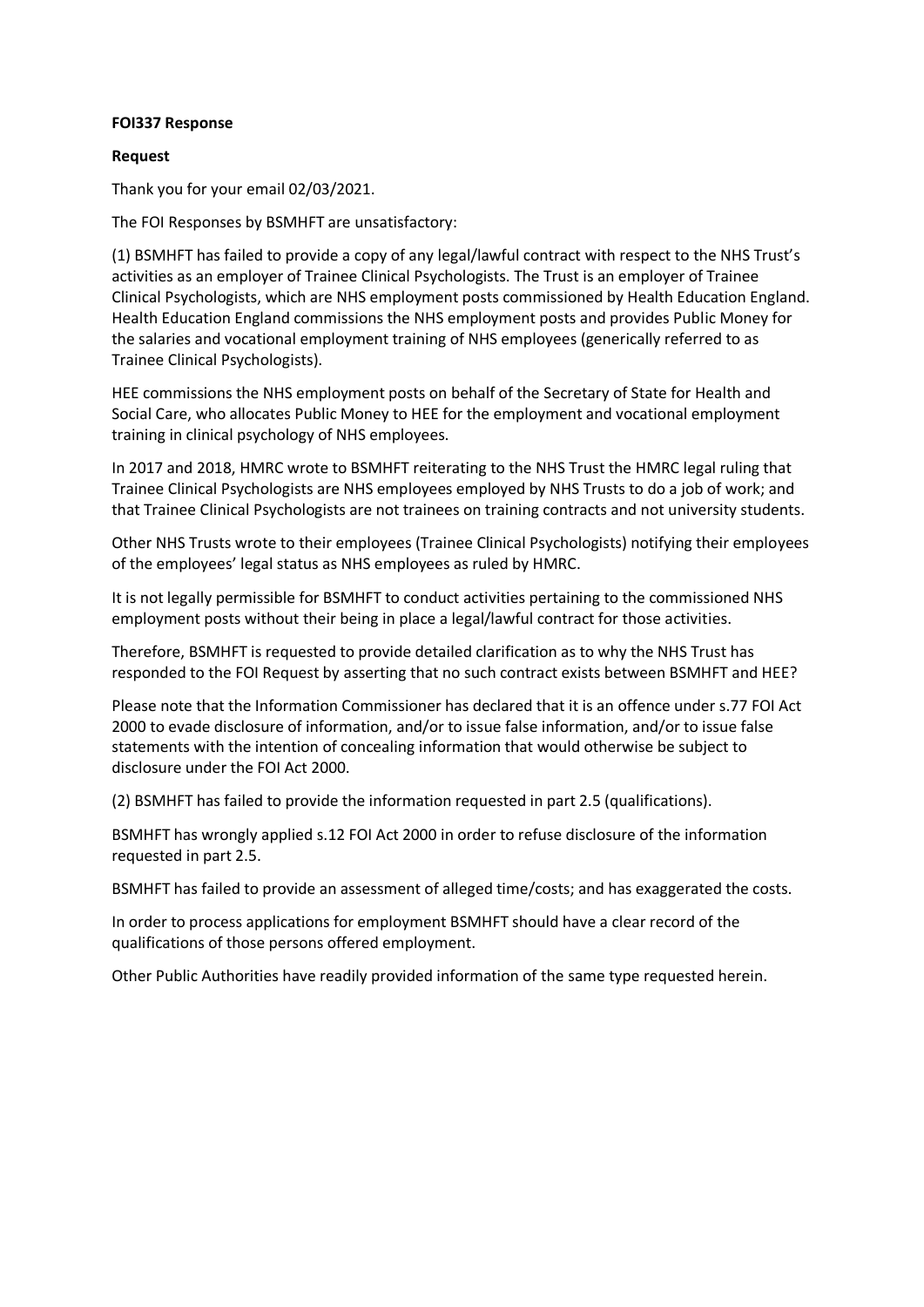**FOI337 Response**

**Request**

Thank you for your email 02/03/2021.

The FOI Responses by BSMHFT are unsatisfactory:

(1) BSMHFT has failed to provide a copy of any legal/lawful contract with respect to the NHS Trust's activities as an employer of Trainee Clinical Psychologists. The Trust is an employer of Trainee Clinical Psychologists, which are NHS employment posts commissioned by Health Education England. Health Education England commissions the NHS employment posts and provides Public Money for the salaries and vocational employment training of NHS employees (generically referred to as Trainee Clinical Psychologists).

HEE commissions the NHS employment posts on behalf of the Secretary of State for Health and Social Care, who allocates Public Money to HEE for the employment and vocational employment training in clinical psychology of NHS employees.

In 2017 and 2018, HMRC wrote to BSMHFT reiterating to the NHS Trust the HMRC legal ruling that Trainee Clinical Psychologists are NHS employees employed by NHS Trusts to do a job of work; and that Trainee Clinical Psychologists are not trainees on training contracts and not university students.

Other NHS Trusts wrote to their employees (Trainee Clinical Psychologists) notifying their employees of the employees' legal status as NHS employees as ruled by HMRC.

It is not legally permissible for BSMHFT to conduct activities pertaining to the commissioned NHS employment posts without their being in place a legal/lawful contract for those activities.

Therefore, BSMHFT is requested to provide detailed clarification as to why the NHS Trust has responded to the FOI Request by asserting that no such contract exists between BSMHFT and HEE?

Please note that the Information Commissioner has declared that it is an offence under s.77 FOI Act 2000 to evade disclosure of information, and/or to issue false information, and/or to issue false statements with the intention of concealing information that would otherwise be subject to disclosure under the FOI Act 2000.

(2) BSMHFT has failed to provide the information requested in part 2.5 (qualifications).

BSMHFT has wrongly applied s.12 FOI Act 2000 in order to refuse disclosure of the information requested in part 2.5.

BSMHFT has failed to provide an assessment of alleged time/costs; and has exaggerated the costs.

In order to process applications for employment BSMHFT should have a clear record of the qualifications of those persons offered employment.

Other Public Authorities have readily provided information of the same type requested herein.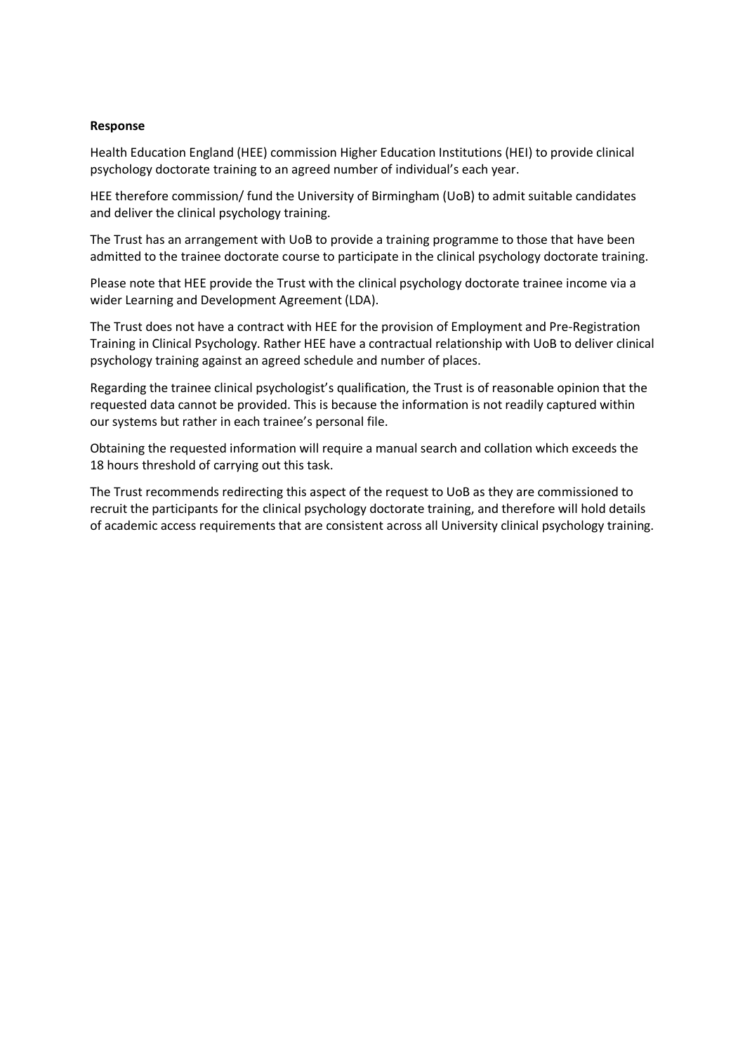**Response**

Health Education England (HEE) commission Higher Education Institutions (HEI) to provide clinical psychology doctorate training to an agreed number of individual's each year.

HEE therefore commission/ fund the University of Birmingham (UoB) to admit suitable candidates and deliver the clinical psychology training.

The Trust has an arrangement with UoB to provide a training programme to those that have been admitted to the trainee doctorate course to participate in the clinical psychology doctorate training.

Please note that HEE provide the Trust with the clinical psychology doctorate trainee income via a wider Learning and Development Agreement (LDA).

The Trust does not have a contract with HEE for the provision of Employment and Pre-Registration Training in Clinical Psychology. Rather HEE have a contractual relationship with UoB to deliver clinical psychology training against an agreed schedule and number of places.

Regarding the trainee clinical psychologist's qualification, the Trust is of reasonable opinion that the requested data cannot be provided. This is because the information is not readily captured within our systems but rather in each trainee's personal file.

Obtaining the requested information will require a manual search and collation which exceeds the 18 hours threshold of carrying out this task.

The Trust recommends redirecting this aspect of the request to UoB as they are commissioned to recruit the participants for the clinical psychology doctorate training, and therefore will hold details of academic access requirements that are consistent across all University clinical psychology training.